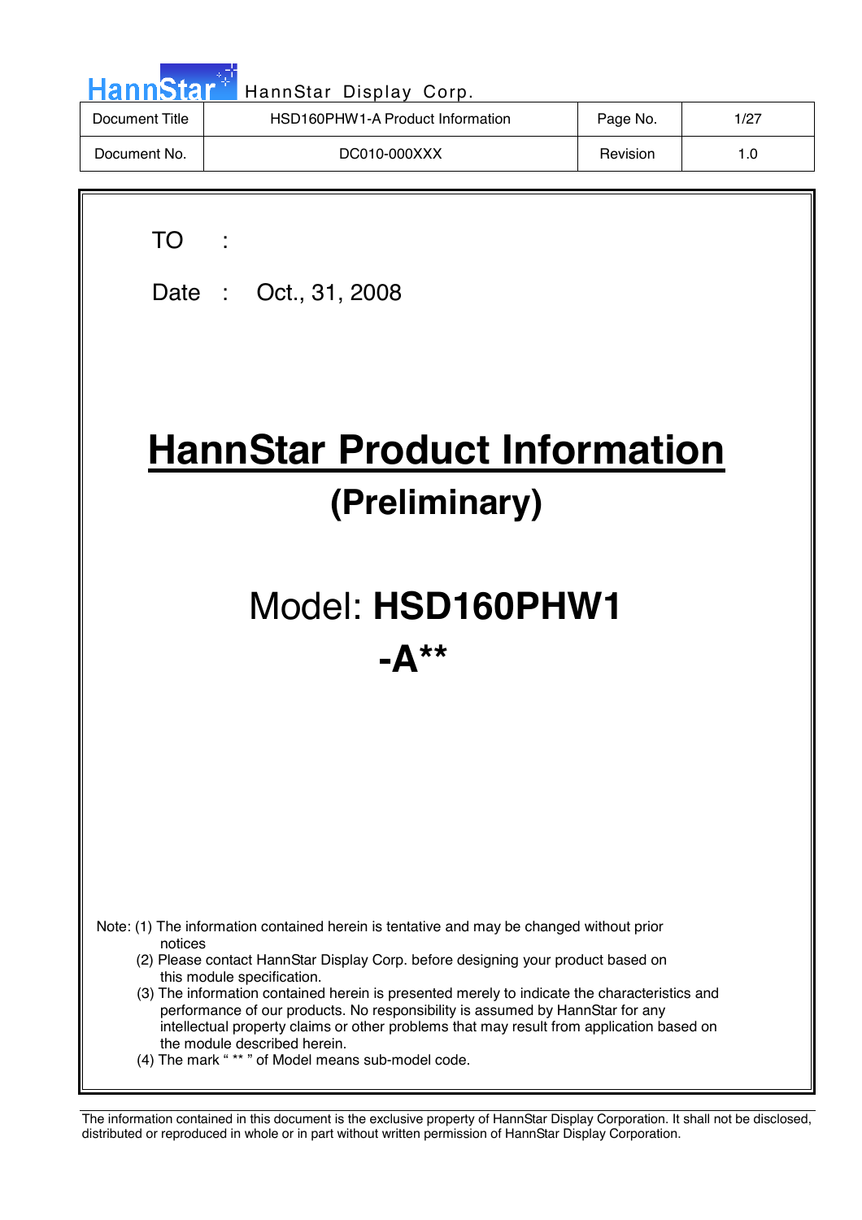| Document Title | HSD160PHW1-A Product Information | Page No. | 1/27 |
| --- | --- | --- | --- |
| Document No. | DC010-000XXX | Revision | 1.0 |

TO :

Date : Oct., 31, 2008

# HannStar Product Information

## (Preliminary)

## Model: **HSD160PHW1 -A****

Note: (1) The information contained herein is tentative and may be changed without prior notices

(2) Please contact HannStar Display Corp. before designing your product based on this module specification.

(3) The information contained herein is presented merely to indicate the characteristics and performance of our products. No responsibility is assumed by HannStar for any intellectual property claims or other problems that may result from application based on the module described herein.

(4) The mark " ** " of Model means sub-model code.

The information contained in this document is the exclusive property of HannStar Display Corporation. It shall not be disclosed, distributed or reproduced in whole or in part without written permission of HannStar Display Corporation.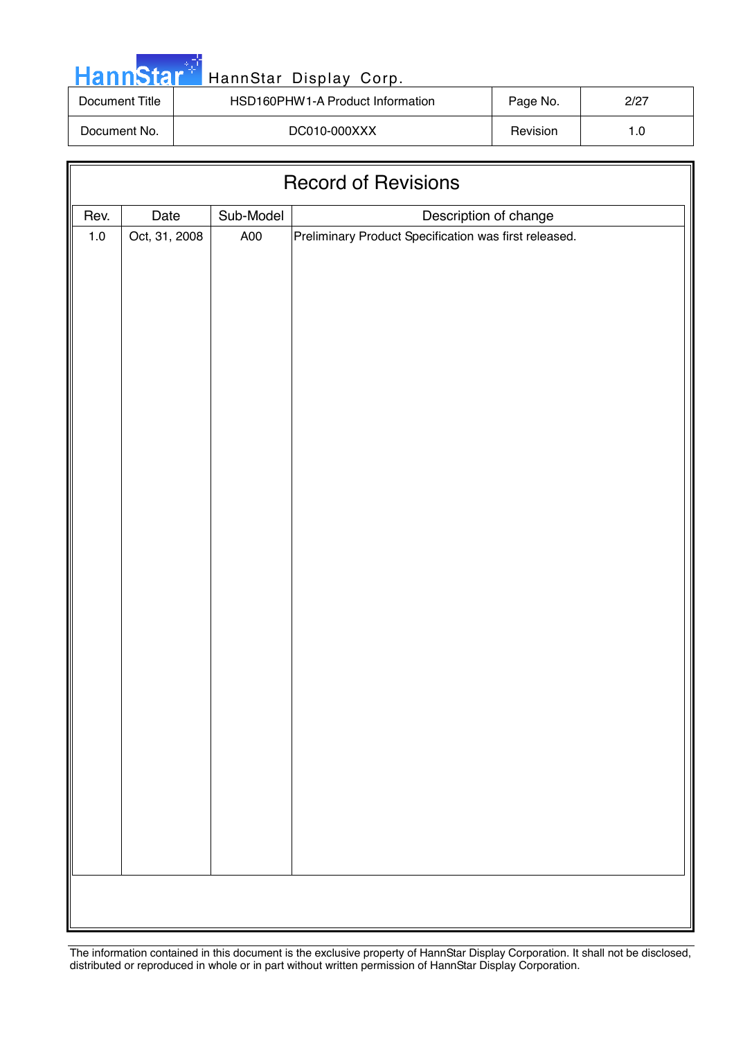# Record of Revisions

| Rev. | Date | Sub-Model | Description of change |
|---|---|---|---|
| 1.0 | Oct, 31, 2008 | A00 | Preliminary Product Specification was first released. |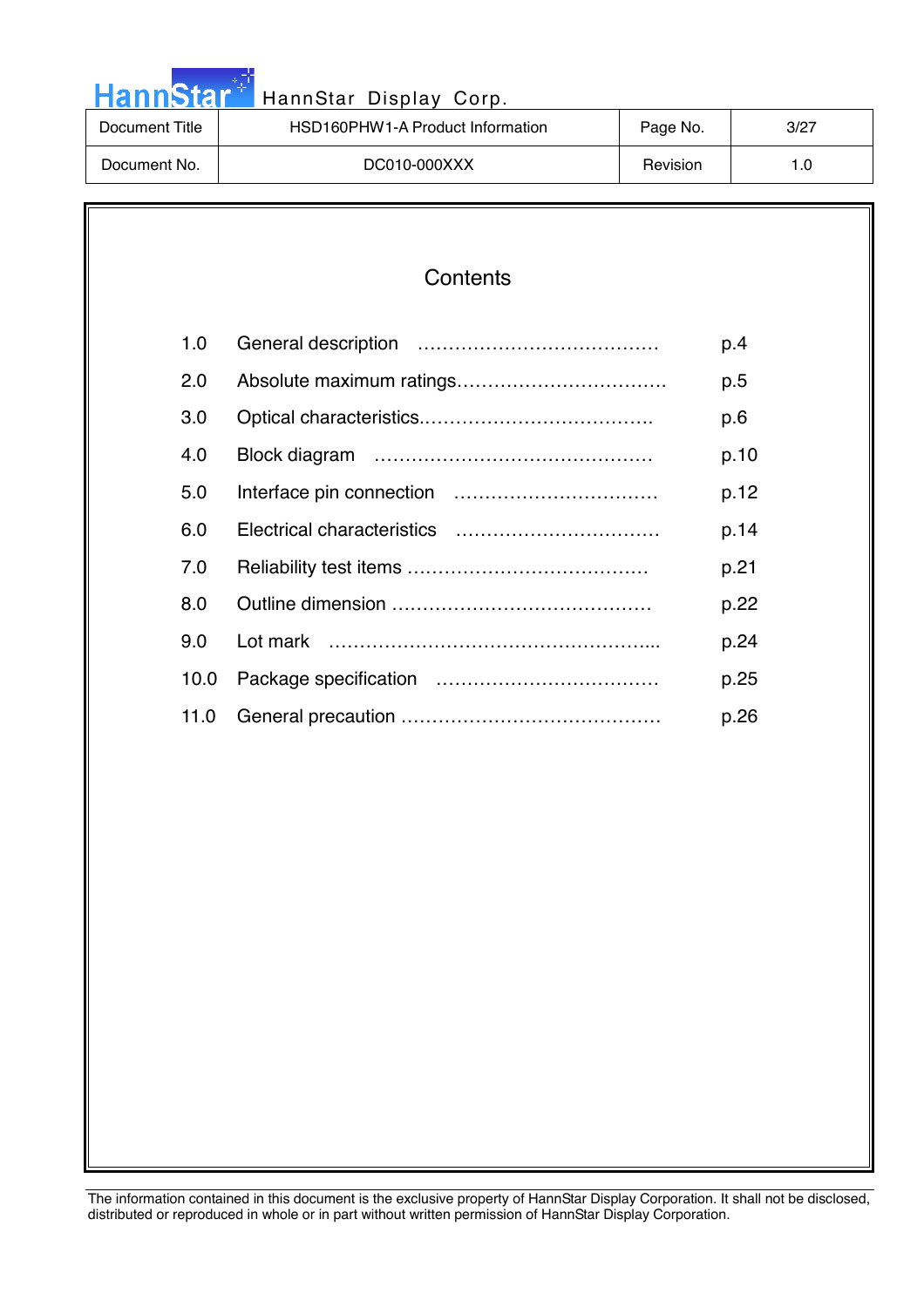# Contents

| | | |
|---|---|---|
| 1.0 | General description …………………………………… | p.4 |
| 2.0 | Absolute maximum ratings……………………………. | p.5 |
| 3.0 | Optical characteristics………………………………. | p.6 |
| 4.0 | Block diagram ……………………………………… | p.10 |
| 5.0 | Interface pin connection …………………………… | p.12 |
| 6.0 | Electrical characteristics …………………………… | p.14 |
| 7.0 | Reliability test items ………………………………… | p.21 |
| 8.0 | Outline dimension …………………………………… | p.22 |
| 9.0 | Lot mark ……………………………………………... | p.24 |
| 10.0 | Package specification ……………………………… | p.25 |
| 11.0 | General precaution …………………………………… | p.26 |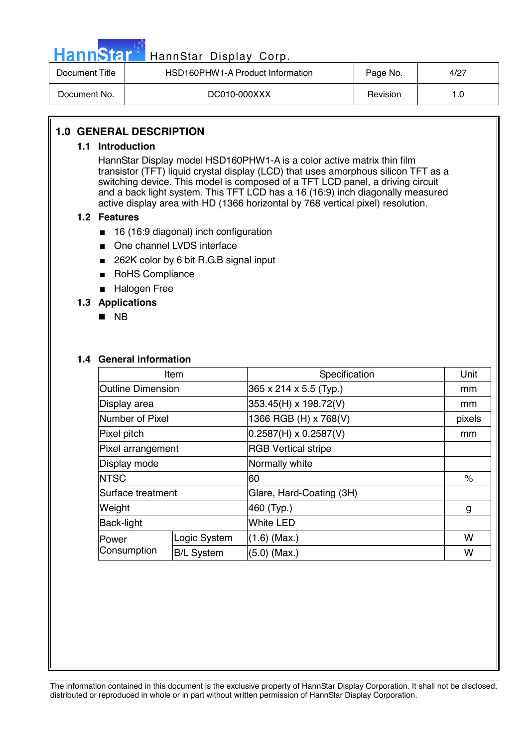## 1.0 GENERAL DESCRIPTION

### 1.1 Introduction

HannStar Display model HSD160PHW1-A is a color active matrix thin film transistor (TFT) liquid crystal display (LCD) that uses amorphous silicon TFT as a switching device. This model is composed of a TFT LCD panel, a driving circuit and a back light system. This TFT LCD has a 16 (16:9) inch diagonally measured active display area with HD (1366 horizontal by 768 vertical pixel) resolution.

### 1.2 Features

- 16 (16:9 diagonal) inch configuration
- One channel LVDS interface
- 262K color by 6 bit R.G.B signal input
- RoHS Compliance
- Halogen Free

### 1.3 Applications

- NB

### 1.4 General information

| Item | | Specification | Unit |
|---|---|---|---|
| Outline Dimension | | 365 x 214 x 5.5 (Typ.) | mm |
| Display area | | 353.45(H) x 198.72(V) | mm |
| Number of Pixel | | 1366 RGB (H) x 768(V) | pixels |
| Pixel pitch | | 0.2587(H) x 0.2587(V) | mm |
| Pixel arrangement | | RGB Vertical stripe | |
| Display mode | | Normally white | |
| NTSC | | 60 | % |
| Surface treatment | | Glare, Hard-Coating (3H) | |
| Weight | | 460 (Typ.) | g |
| Back-light | | White LED | |
| Power Consumption | Logic System | (1.6) (Max.) | W |
| | B/L System | (5.0) (Max.) | W |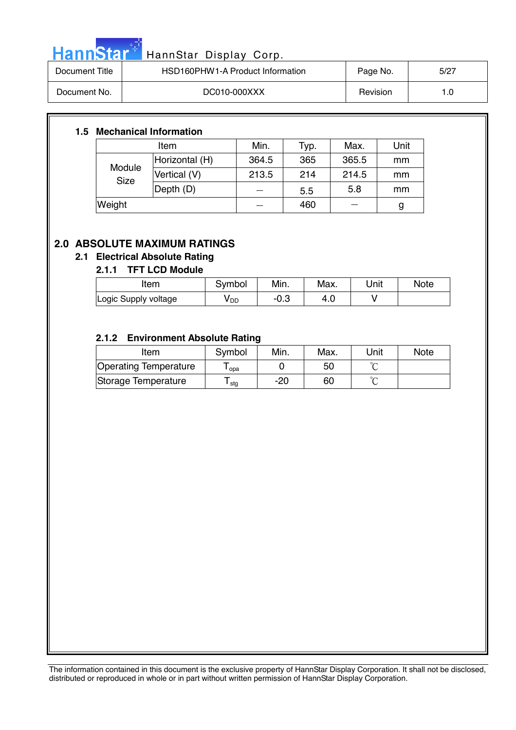### 1.5 Mechanical Information

| Item | | Min. | Typ. | Max. | Unit |
|---|---|---|---|---|---|
| Module Size | Horizontal (H) | 364.5 | 365 | 365.5 | mm |
| | Vertical (V) | 213.5 | 214 | 214.5 | mm |
| | Depth (D) | — | 5.5 | 5.8 | mm |
| Weight | | — | 460 | — | g |

## 2.0 ABSOLUTE MAXIMUM RATINGS

### 2.1 Electrical Absolute Rating

#### 2.1.1 TFT LCD Module

| Item | Symbol | Min. | Max. | Unit | Note |
|---|---|---|---|---|---|
| Logic Supply voltage | $V_{DD}$ | -0.3 | 4.0 | V | |

#### 2.1.2 Environment Absolute Rating

| Item | Symbol | Min. | Max. | Unit | Note |
|---|---|---|---|---|---|
| Operating Temperature | $T_{opa}$ | 0 | 50 | ℃ | |
| Storage Temperature | $T_{stg}$ | -20 | 60 | ℃ | |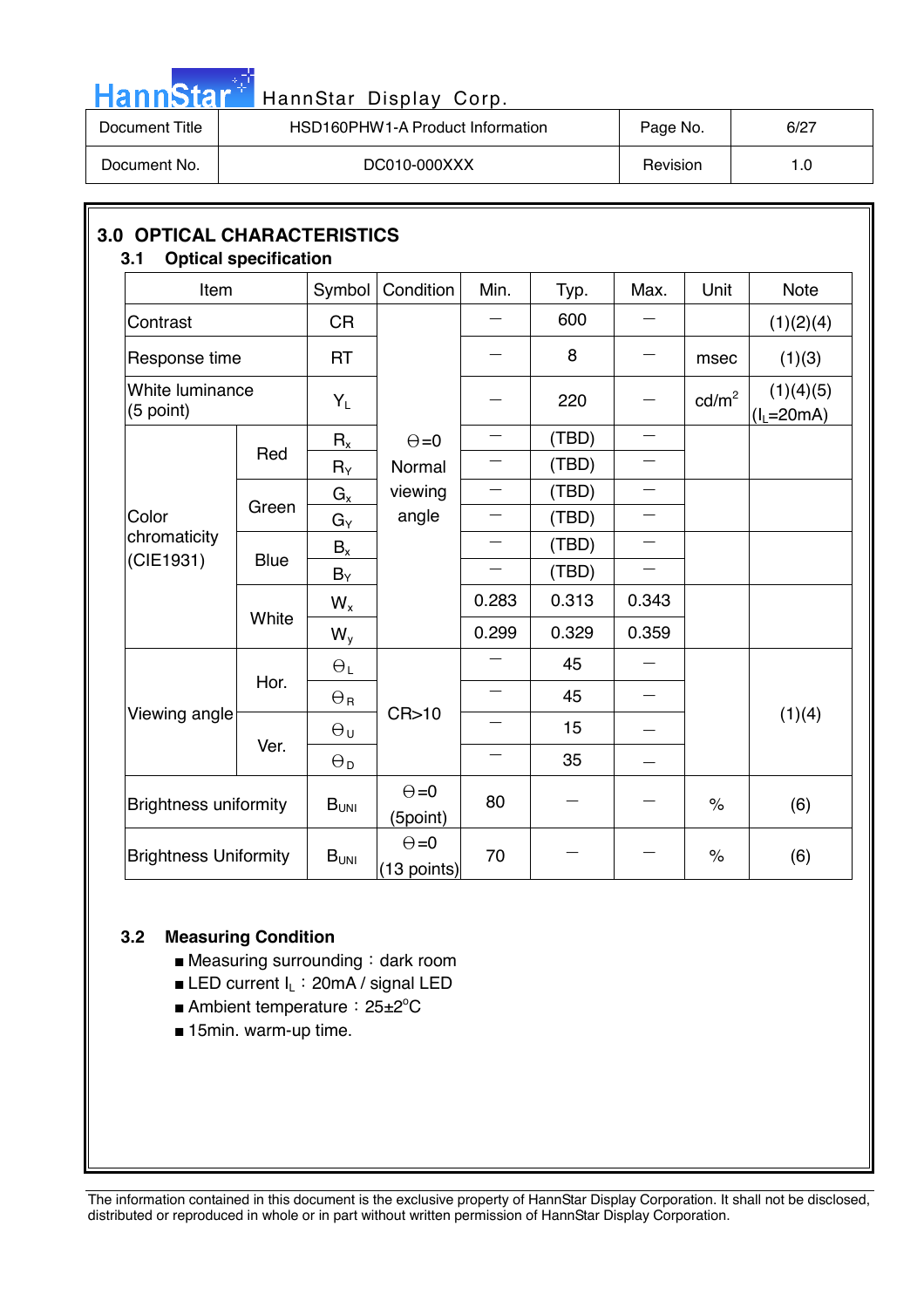## 3.0 OPTICAL CHARACTERISTICS

### 3.1 Optical specification

| Item | | Symbol | Condition | Min. | Typ. | Max. | Unit | Note |
|---|---|---|---|---|---|---|---|---|
| Contrast | | CR | Θ=0 Normal viewing angle | — | 600 | — | | (1)(2)(4) |
| Response time | | RT | | — | 8 | — | msec | (1)(3) |
| White luminance (5 point) | | $Y_L$ | | — | 220 | — | cd/m$^2$ | (1)(4)(5) ($I_L$=20mA) |
| Color chromaticity (CIE1931) | Red | $R_x$ | | — | (TBD) | — | | |
| | | $R_Y$ | | — | (TBD) | — | | |
| | Green | $G_x$ | | — | (TBD) | — | | |
| | | $G_Y$ | | — | (TBD) | — | | |
| | Blue | $B_x$ | | — | (TBD) | — | | |
| | | $B_Y$ | | — | (TBD) | — | | |
| | White | $W_x$ | | 0.283 | 0.313 | 0.343 | | |
| | | $W_y$ | | 0.299 | 0.329 | 0.359 | | |
| Viewing angle | Hor. | $\Theta_L$ | CR>10 | — | 45 | — | | (1)(4) |
| | | $\Theta_R$ | | — | 45 | — | | |
| | Ver. | $\Theta_U$ | | — | 15 | — | | |
| | | $\Theta_D$ | | — | 35 | — | | |
| Brightness uniformity | | $B_{UNI}$ | Θ=0 (5point) | 80 | — | — | % | (6) |
| Brightness Uniformity | | $B_{UNI}$ | Θ=0 (13 points) | 70 | — | — | % | (6) |

### 3.2 Measuring Condition

- Measuring surrounding：dark room
- LED current $I_L$：20mA / signal LED
- Ambient temperature：25±2$^o$C
- 15min. warm-up time.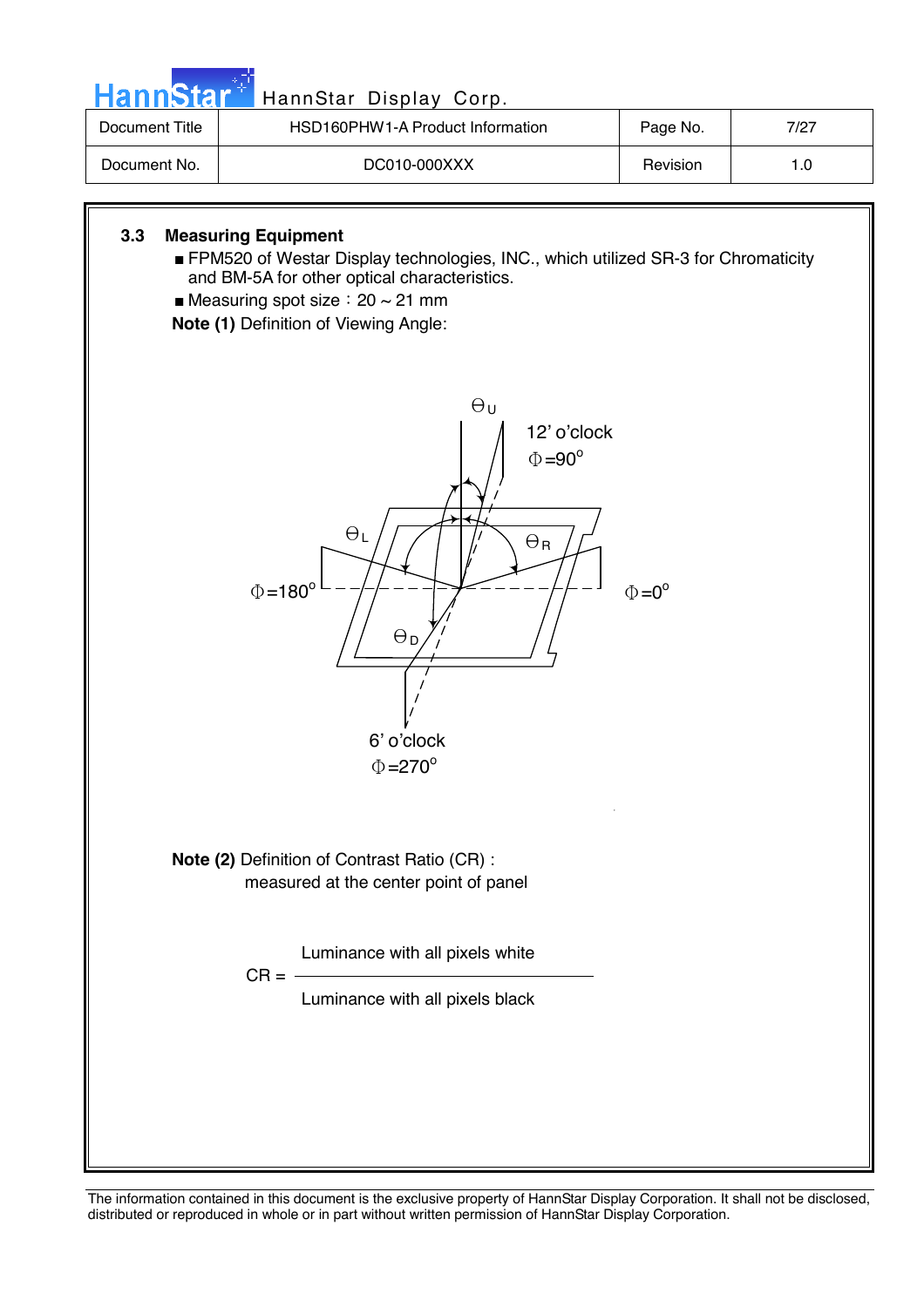### 3.3 Measuring Equipment

- FPM520 of Westar Display technologies, INC., which utilized SR-3 for Chromaticity and BM-5A for other optical characteristics.
- Measuring spot size：20 ~ 21 mm

**Note (1)** Definition of Viewing Angle:

$\Theta_U$

12' o'clock
$\Phi=90^o$

$\Theta_L$

$\Theta_R$

$\Phi=180^o$

$\Phi=0^o$

$\Theta_D$

6' o'clock
$\Phi=270^o$

**Note (2)** Definition of Contrast Ratio (CR) :
measured at the center point of panel

$$CR = \frac{\text{Luminance with all pixels white}}{\text{Luminance with all pixels black}}$$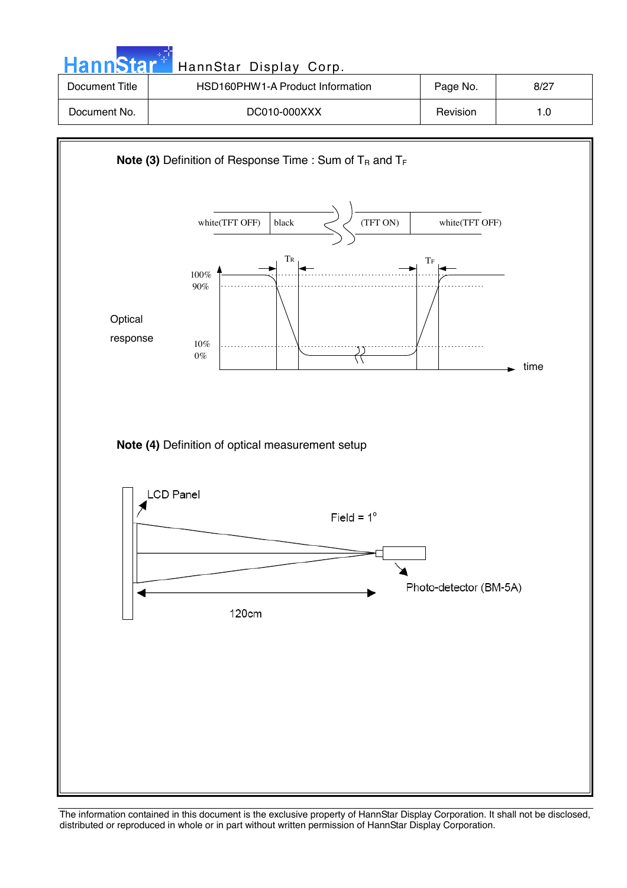**Note (3)** Definition of Response Time : Sum of $T_R$ and $T_F$

white(TFT OFF) | black | (TFT ON) | white(TFT OFF)

$T_R$ $T_F$

100%
90%

Optical response

10%
0%

time

**Note (4)** Definition of optical measurement setup

LCD Panel

Field = 1°

Photo-detector (BM-5A)

120cm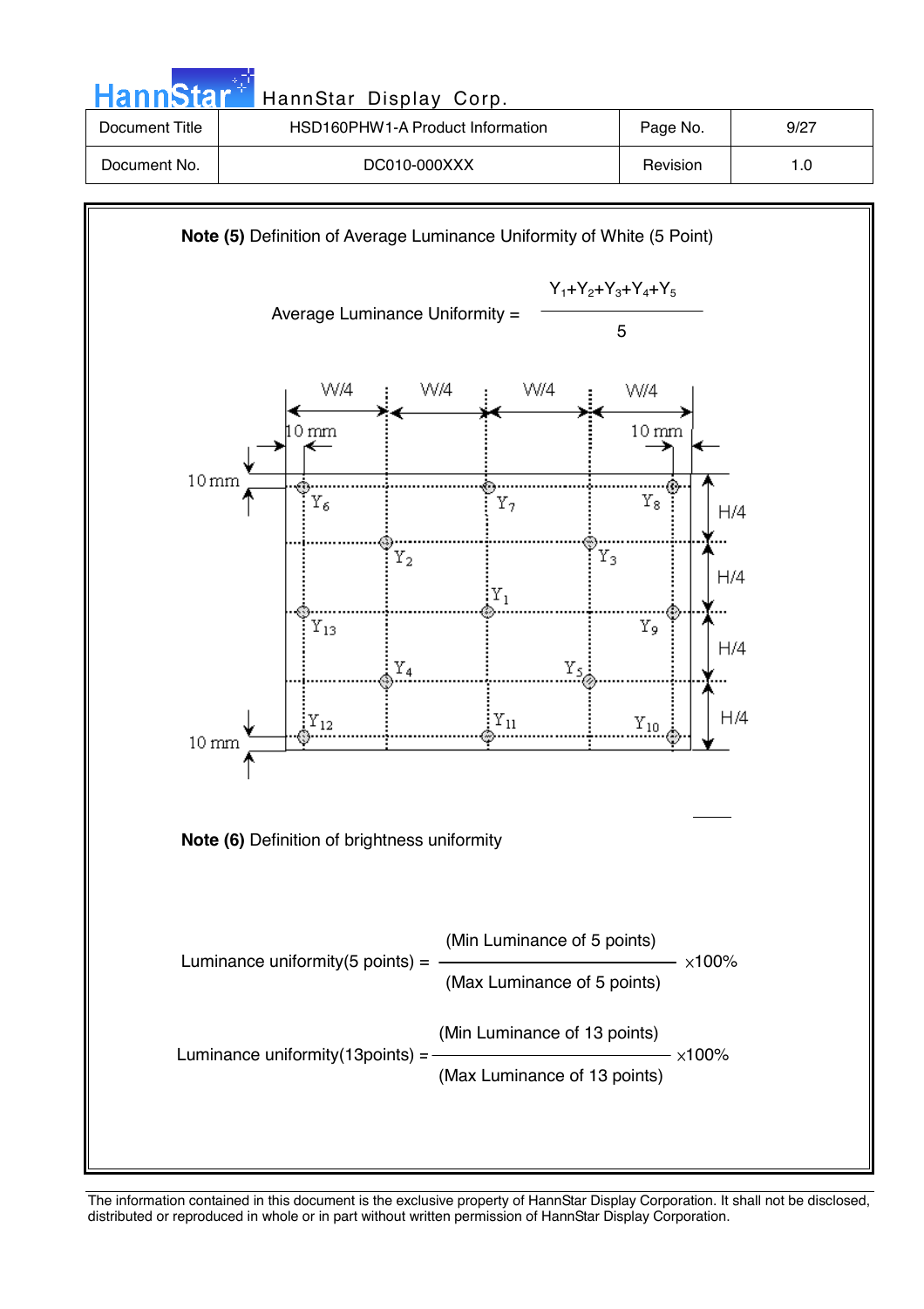**Note (5)** Definition of Average Luminance Uniformity of White (5 Point)

$$\text{Average Luminance Uniformity} = \frac{Y_1+Y_2+Y_3+Y_4+Y_5}{5}$$

W/4 W/4 W/4 W/4

10 mm 10 mm

10 mm

$Y_6$ $Y_7$ $Y_8$

$Y_2$ $Y_3$

$Y_1$

$Y_{13}$ $Y_9$

$Y_4$ $Y_5$

$Y_{12}$ $Y_{11}$ $Y_{10}$

10 mm

H/4 H/4 H/4 H/4

**Note (6)** Definition of brightness uniformity

$$\text{Luminance uniformity(5 points)} = \frac{\text{(Min Luminance of 5 points)}}{\text{(Max Luminance of 5 points)}} \times 100\%$$

$$\text{Luminance uniformity(13points)} = \frac{\text{(Min Luminance of 13 points)}}{\text{(Max Luminance of 13 points)}} \times 100\%$$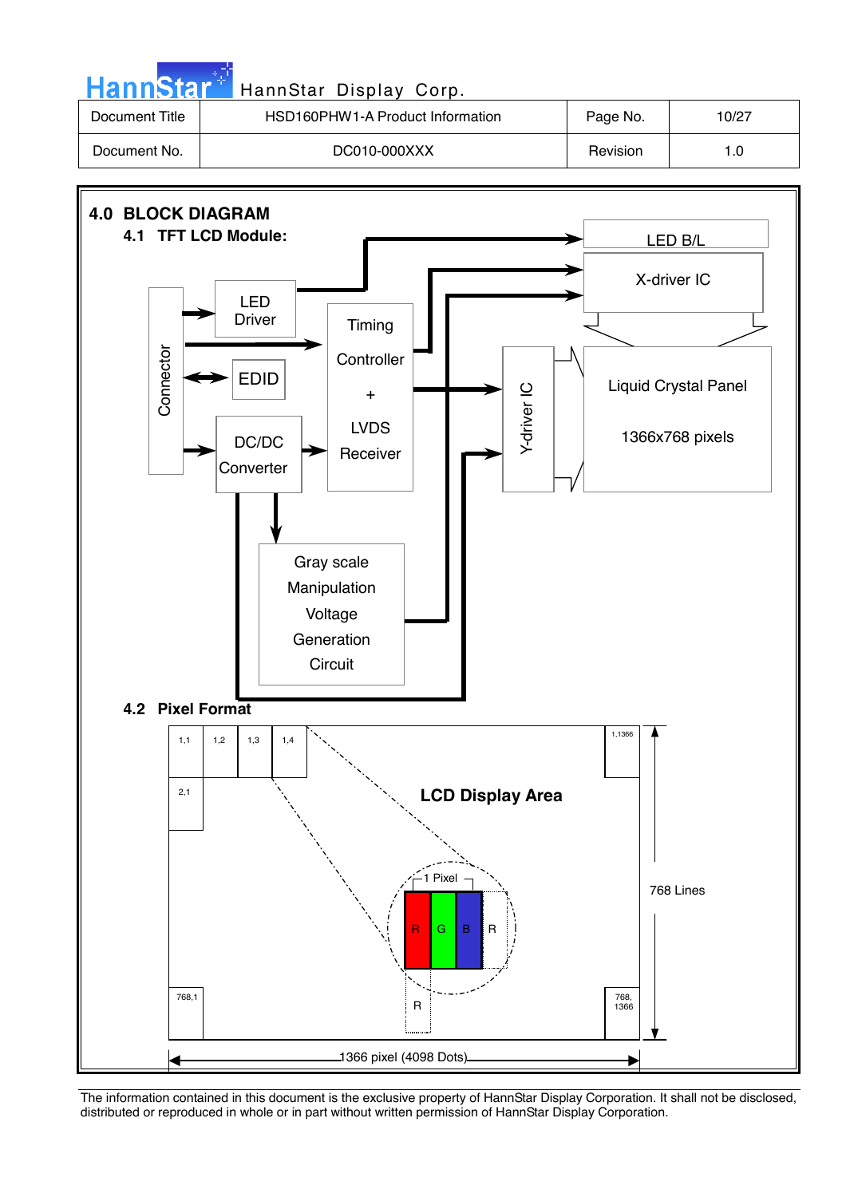## 4.0 BLOCK DIAGRAM

### 4.1 TFT LCD Module:

Connector

LED Driver

EDID

DC/DC Converter

Timing Controller + LVDS Receiver

Gray scale Manipulation Voltage Generation Circuit

LED B/L

X-driver IC

Y-driver IC

Liquid Crystal Panel

1366x768 pixels

### 4.2 Pixel Format

LCD Display Area

1,1 | 1,2 | 1,3 | 1,4 | 1,1366

2,1

768,1 | 768,1366

1 Pixel: R G B

768 Lines

1366 pixel (4098 Dots)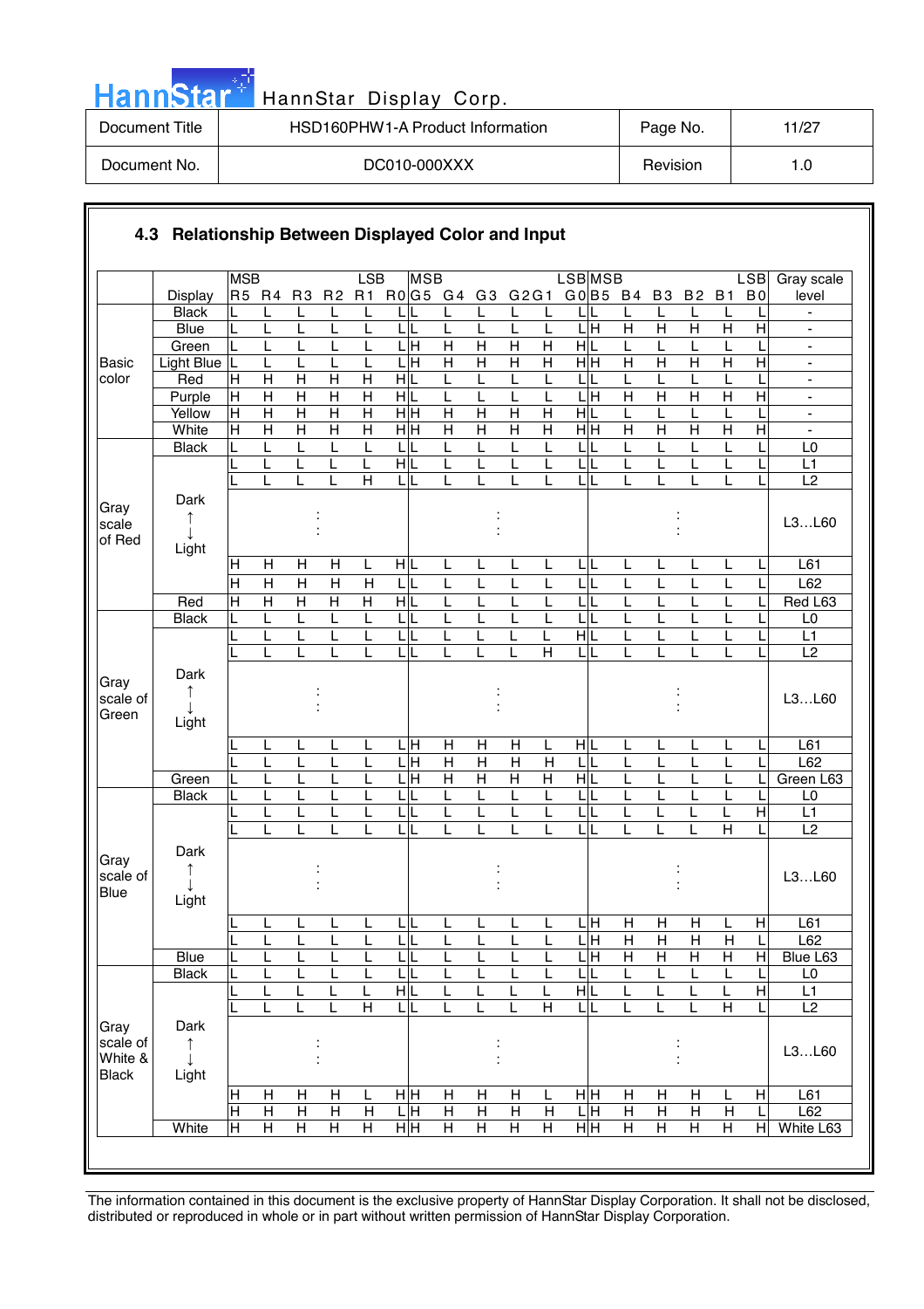## 4.3 Relationship Between Displayed Color and Input

| | Display | R5 (MSB) | R4 | R3 | R2 | R1 | R0 (LSB) | G5 (MSB) | G4 | G3 | G2 | G1 | G0 (LSB) | B5 (MSB) | B4 | B3 | B2 | B1 | B0 (LSB) | Gray scale level |
|---|---|---|---|---|---|---|---|---|---|---|---|---|---|---|---|---|---|---|---|---|
| Basic color | Black | L | L | L | L | L | L | L | L | L | L | L | L | L | L | L | L | L | L | - |
| | Blue | L | L | L | L | L | L | L | L | L | L | L | L | H | H | H | H | H | H | - |
| | Green | L | L | L | L | L | L | H | H | H | H | H | H | L | L | L | L | L | L | - |
| | Light Blue | L | L | L | L | L | L | H | H | H | H | H | H | H | H | H | H | H | H | - |
| | Red | H | H | H | H | H | H | L | L | L | L | L | L | L | L | L | L | L | L | - |
| | Purple | H | H | H | H | H | H | L | L | L | L | L | L | H | H | H | H | H | H | - |
| | Yellow | H | H | H | H | H | H | H | H | H | H | H | H | L | L | L | L | L | L | - |
| | White | H | H | H | H | H | H | H | H | H | H | H | H | H | H | H | H | H | H | - |
| Gray scale of Red | Black | L | L | L | L | L | L | L | L | L | L | L | L | L | L | L | L | L | L | L0 |
| | | L | L | L | L | L | H | L | L | L | L | L | L | L | L | L | L | L | L | L1 |
| | | L | L | L | L | H | L | L | L | L | L | L | L | L | L | L | L | L | L | L2 |
| | Dark ↑ ↓ Light | | | : | | | | | | : | | | | | | : | | | | L3…L60 |
| | | H | H | H | H | L | H | L | L | L | L | L | L | L | L | L | L | L | L | L61 |
| | | H | H | H | H | H | L | L | L | L | L | L | L | L | L | L | L | L | L | L62 |
| | Red | H | H | H | H | H | H | L | L | L | L | L | L | L | L | L | L | L | L | Red L63 |
| Gray scale of Green | Black | L | L | L | L | L | L | L | L | L | L | L | L | L | L | L | L | L | L | L0 |
| | | L | L | L | L | L | L | L | L | L | L | L | H | L | L | L | L | L | L | L1 |
| | | L | L | L | L | L | L | L | L | L | L | H | L | L | L | L | L | L | L | L2 |
| | Dark ↑ ↓ Light | | | : | | | | | | : | | | | | | : | | | | L3…L60 |
| | | L | L | L | L | L | L | H | H | H | H | L | H | L | L | L | L | L | L | L61 |
| | | L | L | L | L | L | L | H | H | H | H | H | L | L | L | L | L | L | L | L62 |
| | Green | L | L | L | L | L | L | H | H | H | H | H | H | L | L | L | L | L | L | Green L63 |
| Gray scale of Blue | Black | L | L | L | L | L | L | L | L | L | L | L | L | L | L | L | L | L | L | L0 |
| | | L | L | L | L | L | L | L | L | L | L | L | L | L | L | L | L | L | H | L1 |
| | | L | L | L | L | L | L | L | L | L | L | L | L | L | L | L | L | H | L | L2 |
| | Dark ↑ ↓ Light | | | : | | | | | | : | | | | | | : | | | | L3…L60 |
| | | L | L | L | L | L | L | L | L | L | L | L | L | H | H | H | H | L | H | L61 |
| | | L | L | L | L | L | L | L | L | L | L | L | L | H | H | H | H | H | L | L62 |
| | Blue | L | L | L | L | L | L | L | L | L | L | L | L | H | H | H | H | H | H | Blue L63 |
| Gray scale of White & Black | Black | L | L | L | L | L | L | L | L | L | L | L | L | L | L | L | L | L | L | L0 |
| | | L | L | L | L | L | H | L | L | L | L | L | H | L | L | L | L | L | H | L1 |
| | | L | L | L | L | H | L | L | L | L | L | H | L | L | L | L | L | H | L | L2 |
| | Dark ↑ ↓ Light | | | : | | | | | | : | | | | | | : | | | | L3…L60 |
| | | H | H | H | H | L | H | H | H | H | H | L | H | H | H | H | H | L | H | L61 |
| | | H | H | H | H | H | L | H | H | H | H | H | L | H | H | H | H | H | L | L62 |
| | White | H | H | H | H | H | H | H | H | H | H | H | H | H | H | H | H | H | H | White L63 |

The information contained in this document is the exclusive property of HannStar Display Corporation. It shall not be disclosed, distributed or reproduced in whole or in part without written permission of HannStar Display Corporation.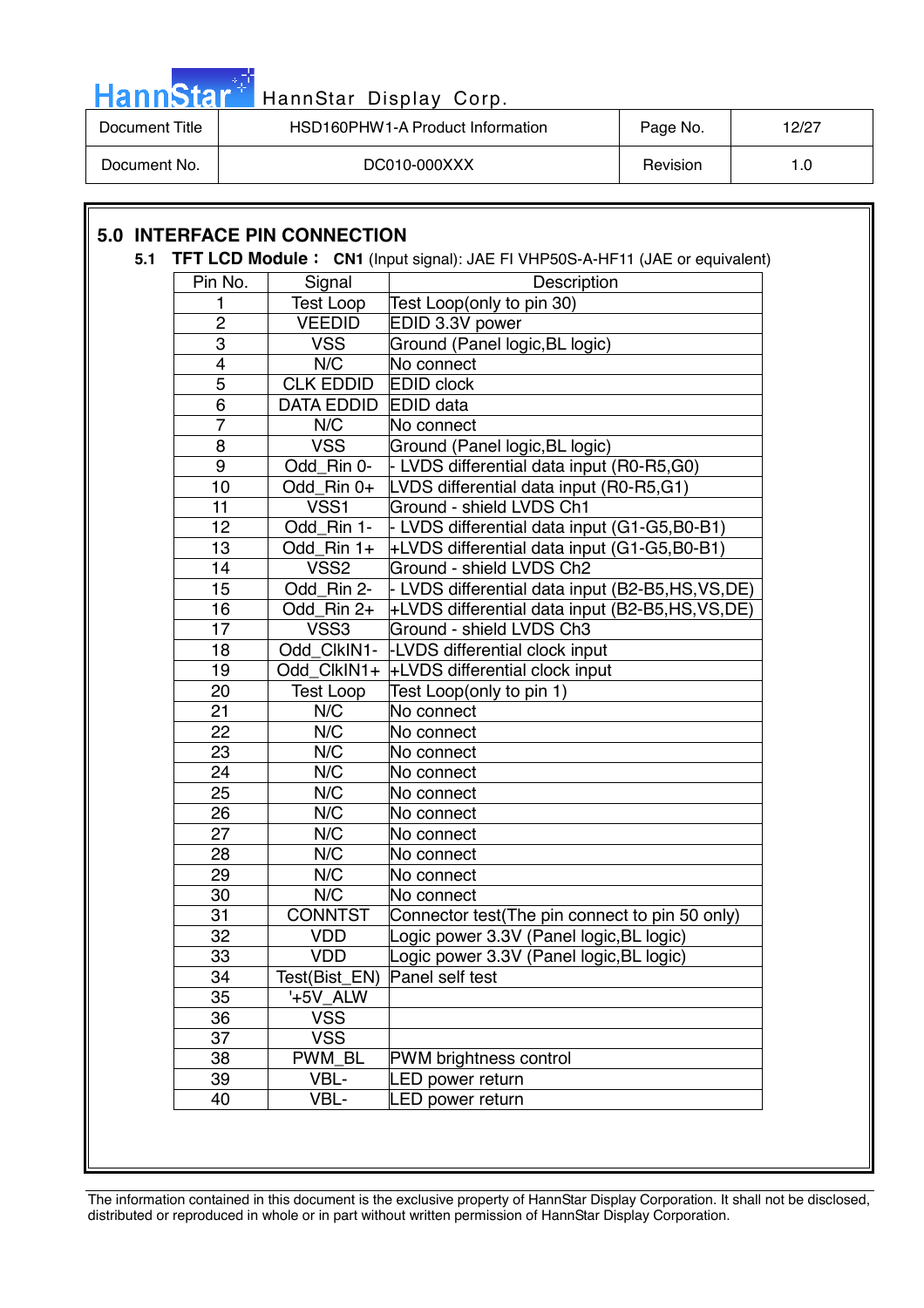## 5.0 INTERFACE PIN CONNECTION

### 5.1 TFT LCD Module： CN1 (Input signal): JAE FI VHP50S-A-HF11 (JAE or equivalent)

| Pin No. | Signal | Description |
|---|---|---|
| 1 | Test Loop | Test Loop(only to pin 30) |
| 2 | VEEDID | EDID 3.3V power |
| 3 | VSS | Ground (Panel logic,BL logic) |
| 4 | N/C | No connect |
| 5 | CLK EDDID | EDID clock |
| 6 | DATA EDDID | EDID data |
| 7 | N/C | No connect |
| 8 | VSS | Ground (Panel logic,BL logic) |
| 9 | Odd_Rin 0- | - LVDS differential data input (R0-R5,G0) |
| 10 | Odd_Rin 0+ | LVDS differential data input (R0-R5,G1) |
| 11 | VSS1 | Ground - shield LVDS Ch1 |
| 12 | Odd_Rin 1- | - LVDS differential data input (G1-G5,B0-B1) |
| 13 | Odd_Rin 1+ | +LVDS differential data input (G1-G5,B0-B1) |
| 14 | VSS2 | Ground - shield LVDS Ch2 |
| 15 | Odd_Rin 2- | - LVDS differential data input (B2-B5,HS,VS,DE) |
| 16 | Odd_Rin 2+ | +LVDS differential data input (B2-B5,HS,VS,DE) |
| 17 | VSS3 | Ground - shield LVDS Ch3 |
| 18 | Odd_ClkIN1- | -LVDS differential clock input |
| 19 | Odd_ClkIN1+ | +LVDS differential clock input |
| 20 | Test Loop | Test Loop(only to pin 1) |
| 21 | N/C | No connect |
| 22 | N/C | No connect |
| 23 | N/C | No connect |
| 24 | N/C | No connect |
| 25 | N/C | No connect |
| 26 | N/C | No connect |
| 27 | N/C | No connect |
| 28 | N/C | No connect |
| 29 | N/C | No connect |
| 30 | N/C | No connect |
| 31 | CONNTST | Connector test(The pin connect to pin 50 only) |
| 32 | VDD | Logic power 3.3V (Panel logic,BL logic) |
| 33 | VDD | Logic power 3.3V (Panel logic,BL logic) |
| 34 | Test(Bist_EN) | Panel self test |
| 35 | '+5V_ALW | |
| 36 | VSS | |
| 37 | VSS | |
| 38 | PWM_BL | PWM brightness control |
| 39 | VBL- | LED power return |
| 40 | VBL- | LED power return |

The information contained in this document is the exclusive property of HannStar Display Corporation. It shall not be disclosed, distributed or reproduced in whole or in part without written permission of HannStar Display Corporation.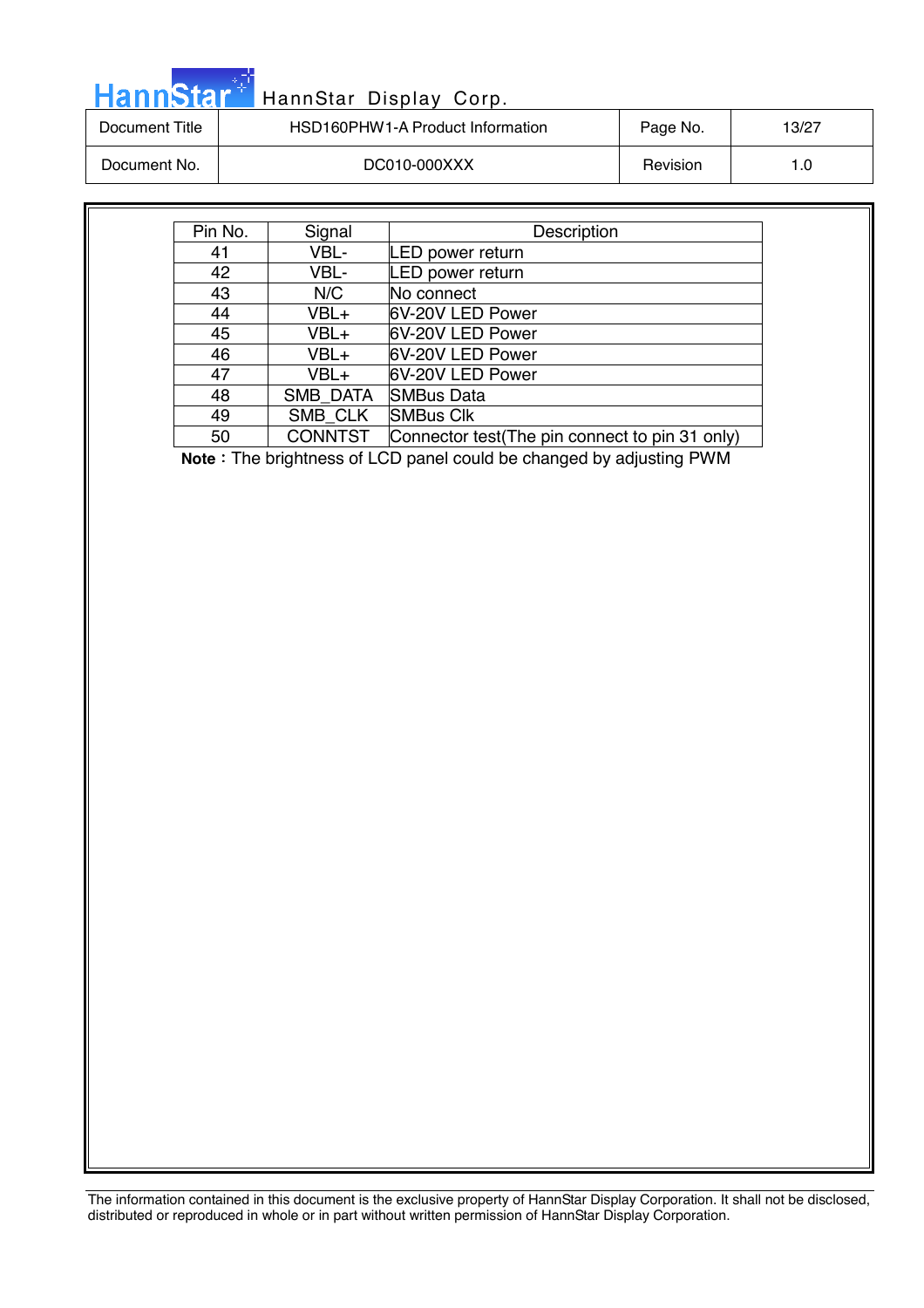| Pin No. | Signal | Description |
|---|---|---|
| 41 | VBL- | LED power return |
| 42 | VBL- | LED power return |
| 43 | N/C | No connect |
| 44 | VBL+ | 6V-20V LED Power |
| 45 | VBL+ | 6V-20V LED Power |
| 46 | VBL+ | 6V-20V LED Power |
| 47 | VBL+ | 6V-20V LED Power |
| 48 | SMB_DATA | SMBus Data |
| 49 | SMB_CLK | SMBus Clk |
| 50 | CONNTST | Connector test(The pin connect to pin 31 only) |

**Note**：The brightness of LCD panel could be changed by adjusting PWM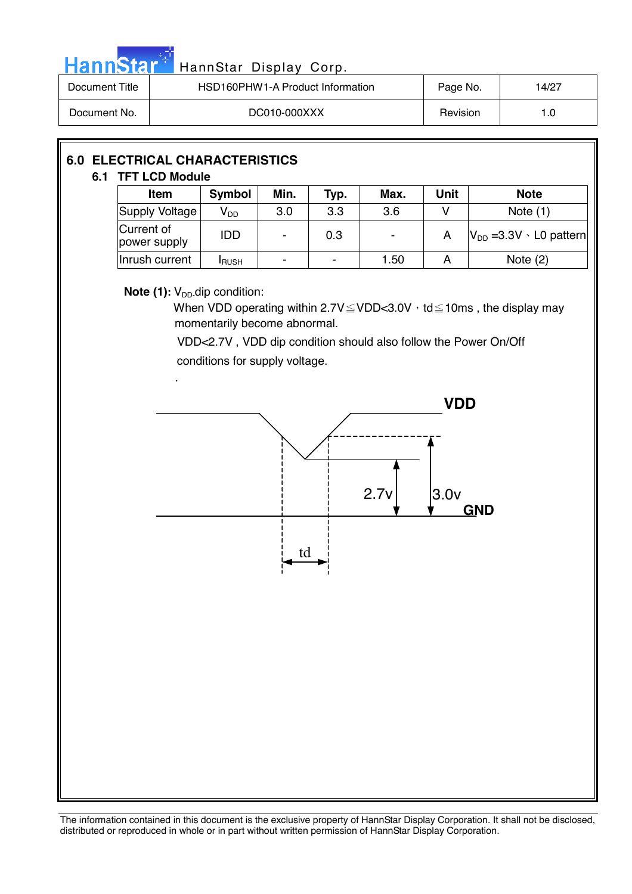## 6.0 ELECTRICAL CHARACTERISTICS

### 6.1 TFT LCD Module

| Item | Symbol | Min. | Typ. | Max. | Unit | Note |
|---|---|---|---|---|---|---|
| Supply Voltage | $V_{DD}$ | 3.0 | 3.3 | 3.6 | V | Note (1) |
| Current of power supply | IDD | - | 0.3 | - | A | $V_{DD}$ =3.3V、L0 pattern |
| Inrush current | $I_{RUSH}$ | - | - | 1.50 | A | Note (2) |

**Note (1):** $V_{DD}$ dip condition:

When VDD operating within 2.7V≦VDD<3.0V，td≦10ms , the display may momentarily become abnormal.

VDD<2.7V , VDD dip condition should also follow the Power On/Off conditions for supply voltage.

.

VDD

2.7v

3.0v

GND

td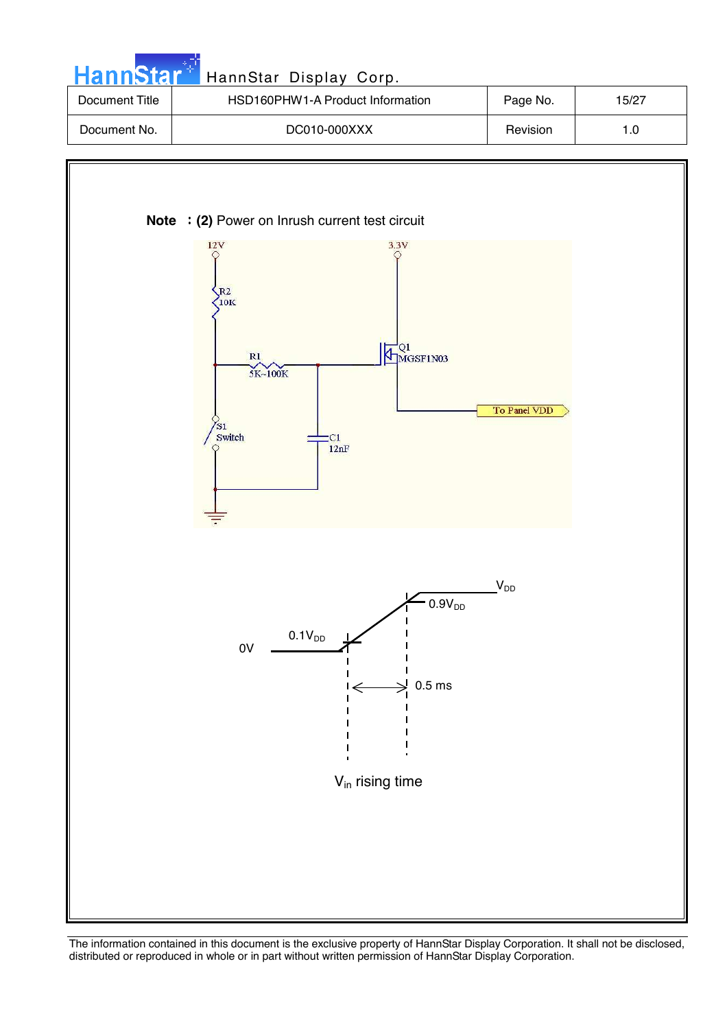**Note ：(2)** Power on Inrush current test circuit

12V

R2
10K

R1
5K~100K

3.3V

Q1
MGSF1N03

To Panel VDD

S1
Switch

C1
12nF

$V_{DD}$

$0.9V_{DD}$

$0.1V_{DD}$

0V

0.5 ms

$V_{in}$ rising time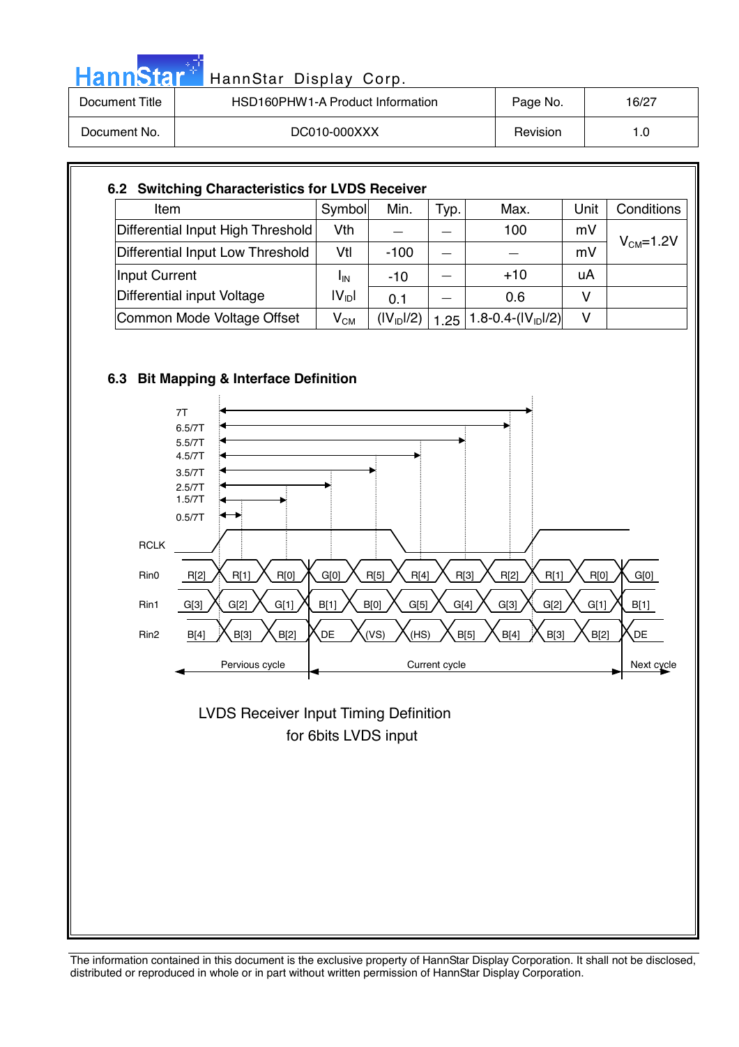### 6.2 Switching Characteristics for LVDS Receiver

| Item | Symbol | Min. | Typ. | Max. | Unit | Conditions |
|---|---|---|---|---|---|---|
| Differential Input High Threshold | Vth | — | — | 100 | mV | $V_{CM}$=1.2V |
| Differential Input Low Threshold | Vtl | -100 | — | — | mV | |
| Input Current | $I_{IN}$ | -10 | — | +10 | uA | |
| Differential input Voltage | $\|V_{ID}\|$ | 0.1 | — | 0.6 | V | |
| Common Mode Voltage Offset | $V_{CM}$ | $(\|V_{ID}\|/2)$ | 1.25 | $1.8-0.4-(\|V_{ID}\|/2)$ | V | |

### 6.3 Bit Mapping & Interface Definition

7T
6.5/7T
5.5/7T
4.5/7T
3.5/7T
2.5/7T
1.5/7T
0.5/7T

RCLK

Rin0: R[2] R[1] R[0] G[0] R[5] R[4] R[3] R[2] R[1] R[0] G[0]

Rin1: G[3] G[2] G[1] B[1] B[0] G[5] G[4] G[3] G[2] G[1] B[1]

Rin2: B[4] B[3] B[2] DE (VS) (HS) B[5] B[4] B[3] B[2] DE

Pervious cycle | Current cycle | Next cycle

LVDS Receiver Input Timing Definition
for 6bits LVDS input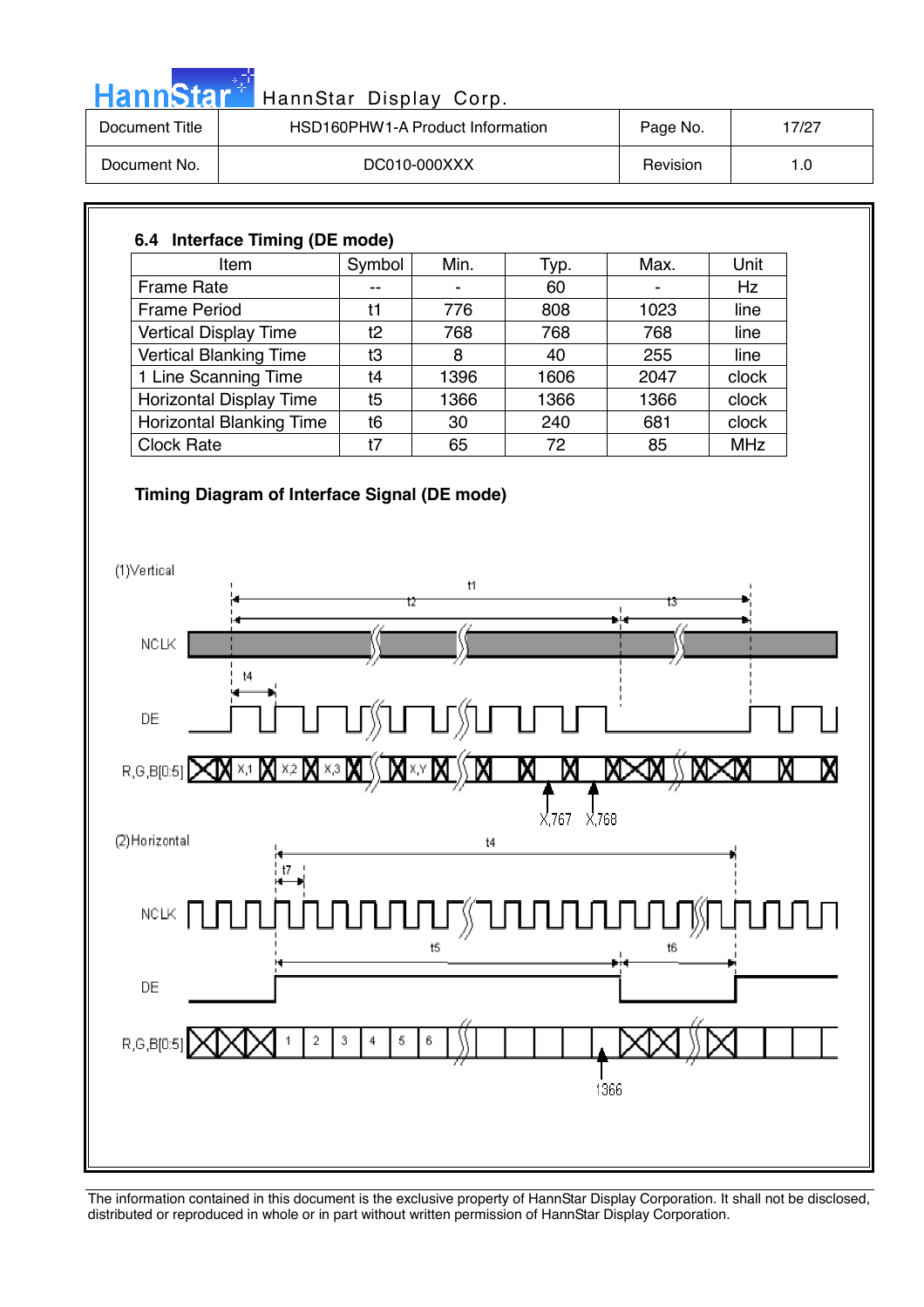## 6.4 Interface Timing (DE mode)

| Item | Symbol | Min. | Typ. | Max. | Unit |
|---|---|---|---|---|---|
| Frame Rate | -- | - | 60 | - | Hz |
| Frame Period | t1 | 776 | 808 | 1023 | line |
| Vertical Display Time | t2 | 768 | 768 | 768 | line |
| Vertical Blanking Time | t3 | 8 | 40 | 255 | line |
| 1 Line Scanning Time | t4 | 1396 | 1606 | 2047 | clock |
| Horizontal Display Time | t5 | 1366 | 1366 | 1366 | clock |
| Horizontal Blanking Time | t6 | 30 | 240 | 681 | clock |
| Clock Rate | t7 | 65 | 72 | 85 | MHz |

### Timing Diagram of Interface Signal (DE mode)

(1)Vertical

t1, t2, t3, t4

NCLK

DE

R,G,B[0:5] X,1 X,2 X,3 X,Y X,767 X,768

(2)Horizontal

t4, t7, t5, t6

NCLK

DE

R,G,B[0:5] 1 2 3 4 5 6 1366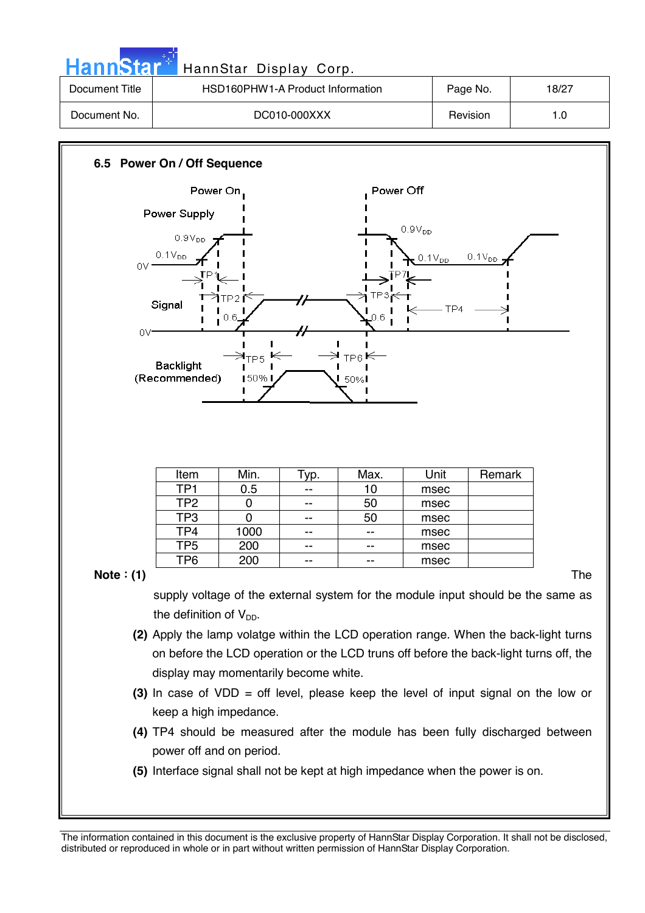## 6.5 Power On / Off Sequence

| Item | Min. | Typ. | Max. | Unit | Remark |
|---|---|---|---|---|---|
| TP1 | 0.5 | -- | 10 | msec | |
| TP2 | 0 | -- | 50 | msec | |
| TP3 | 0 | -- | 50 | msec | |
| TP4 | 1000 | -- | -- | msec | |
| TP5 | 200 | -- | -- | msec | |
| TP6 | 200 | -- | -- | msec | |

**Note：(1)** The supply voltage of the external system for the module input should be the same as the definition of $V_{DD}$.

**(2)** Apply the lamp volatge within the LCD operation range. When the back-light turns on before the LCD operation or the LCD truns off before the back-light turns off, the display may momentarily become white.

**(3)** In case of VDD = off level, please keep the level of input signal on the low or keep a high impedance.

**(4)** TP4 should be measured after the module has been fully discharged between power off and on period.

**(5)** Interface signal shall not be kept at high impedance when the power is on.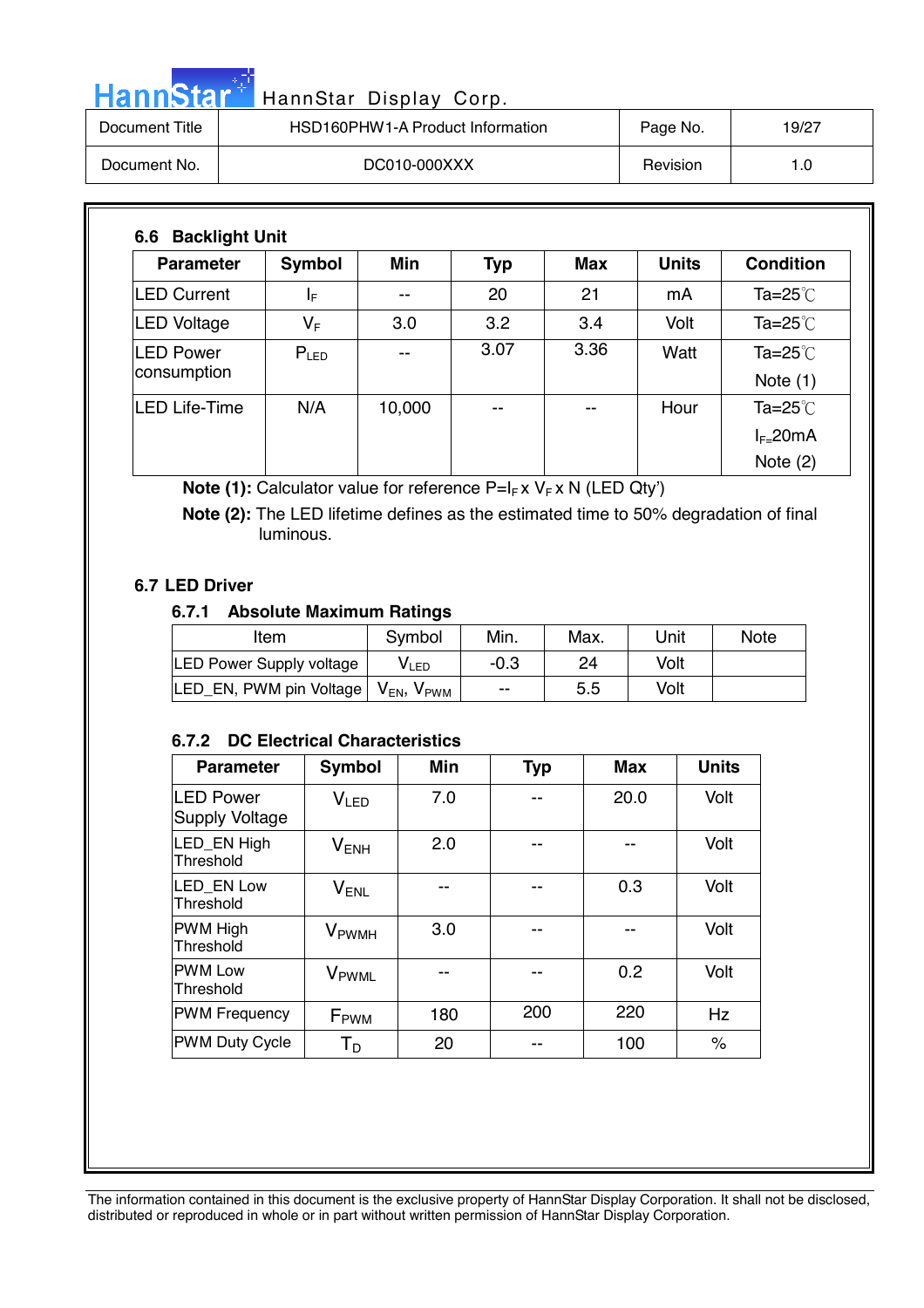## 6.6 Backlight Unit

| Parameter | Symbol | Min | Typ | Max | Units | Condition |
|---|---|---|---|---|---|---|
| LED Current | $I_F$ | -- | 20 | 21 | mA | Ta=25℃ |
| LED Voltage | $V_F$ | 3.0 | 3.2 | 3.4 | Volt | Ta=25℃ |
| LED Power consumption | $P_{LED}$ | -- | 3.07 | 3.36 | Watt | Ta=25℃ Note (1) |
| LED Life-Time | N/A | 10,000 | -- | -- | Hour | Ta=25℃ $I_F$=20mA Note (2) |

**Note (1):** Calculator value for reference P=$I_F$ x $V_F$ x N (LED Qty')

**Note (2):** The LED lifetime defines as the estimated time to 50% degradation of final luminous.

## 6.7 LED Driver

### 6.7.1 Absolute Maximum Ratings

| Item | Symbol | Min. | Max. | Unit | Note |
|---|---|---|---|---|---|
| LED Power Supply voltage | $V_{LED}$ | -0.3 | 24 | Volt | |
| LED_EN, PWM pin Voltage | $V_{EN}$, $V_{PWM}$ | -- | 5.5 | Volt | |

### 6.7.2 DC Electrical Characteristics

| Parameter | Symbol | Min | Typ | Max | Units |
|---|---|---|---|---|---|
| LED Power Supply Voltage | $V_{LED}$ | 7.0 | -- | 20.0 | Volt |
| LED_EN High Threshold | $V_{ENH}$ | 2.0 | -- | -- | Volt |
| LED_EN Low Threshold | $V_{ENL}$ | -- | -- | 0.3 | Volt |
| PWM High Threshold | $V_{PWMH}$ | 3.0 | -- | -- | Volt |
| PWM Low Threshold | $V_{PWML}$ | -- | -- | 0.2 | Volt |
| PWM Frequency | $F_{PWM}$ | 180 | 200 | 220 | Hz |
| PWM Duty Cycle | $T_D$ | 20 | -- | 100 | % |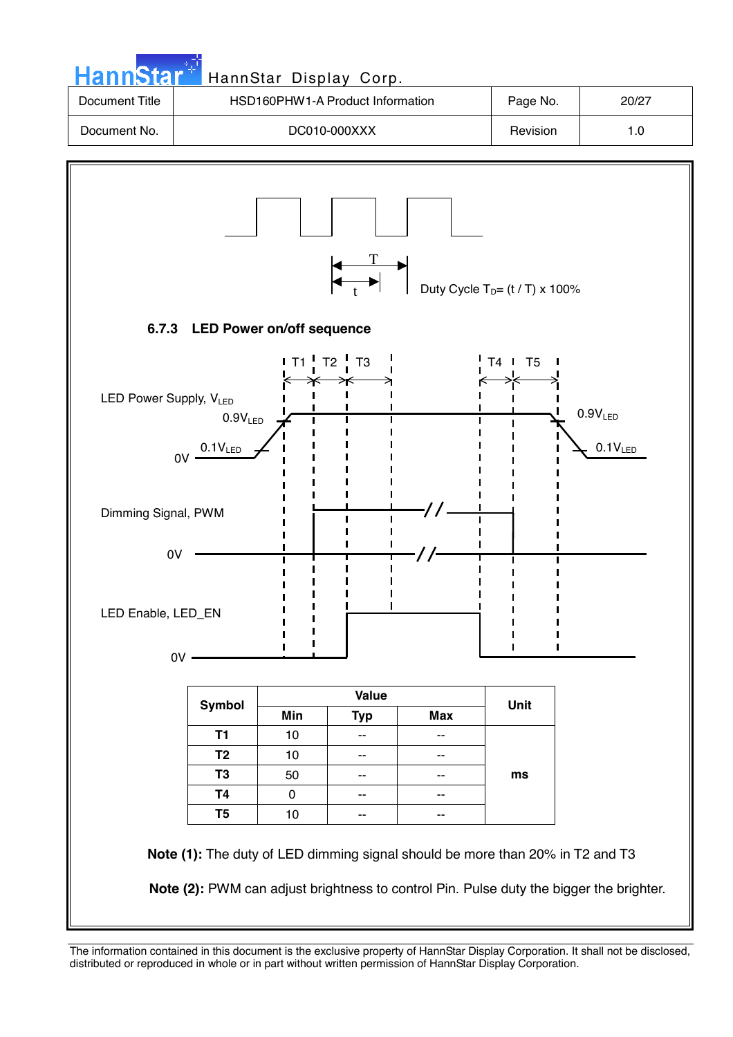T

t

Duty Cycle $T_D$= (t / T) x 100%

### 6.7.3 LED Power on/off sequence

T1 T2 T3 T4 T5

LED Power Supply, $V_{LED}$

$0.9V_{LED}$

$0.1V_{LED}$

0V

Dimming Signal, PWM

0V

LED Enable, LED_EN

0V

| Symbol | Value | | | Unit |
|---|---|---|---|---|
| | Min | Typ | Max | |
| T1 | 10 | -- | -- | ms |
| T2 | 10 | -- | -- | |
| T3 | 50 | -- | -- | |
| T4 | 0 | -- | -- | |
| T5 | 10 | -- | -- | |

**Note (1):** The duty of LED dimming signal should be more than 20% in T2 and T3

**Note (2):** PWM can adjust brightness to control Pin. Pulse duty the bigger the brighter.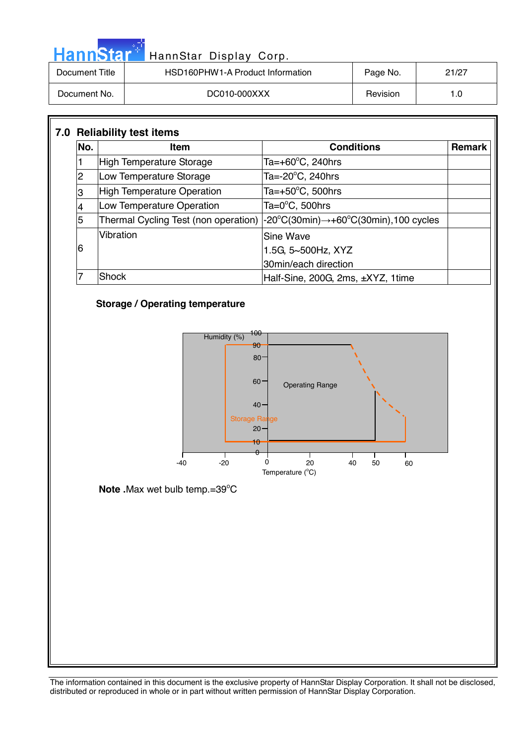## 7.0 Reliability test items

| No. | Item | Conditions | Remark |
|---|---|---|---|
| 1 | High Temperature Storage | Ta=+60°C, 240hrs | |
| 2 | Low Temperature Storage | Ta=-20°C, 240hrs | |
| 3 | High Temperature Operation | Ta=+50°C, 500hrs | |
| 4 | Low Temperature Operation | Ta=0°C, 500hrs | |
| 5 | Thermal Cycling Test (non operation) | -20°C(30min)→+60°C(30min),100 cycles | |
| 6 | Vibration | Sine Wave<br>1.5G, 5~500Hz, XYZ<br>30min/each direction | |
| 7 | Shock | Half-Sine, 200G, 2ms, ±XYZ, 1time | |

**Storage / Operating temperature**

Humidity (%)

100, 90, 80, 60, 40, 20, 10, 0

Operating Range

Storage Range

-40, -20, 0, 20, 40, 50, 60

Temperature (°C)

**Note .**Max wet bulb temp.=39°C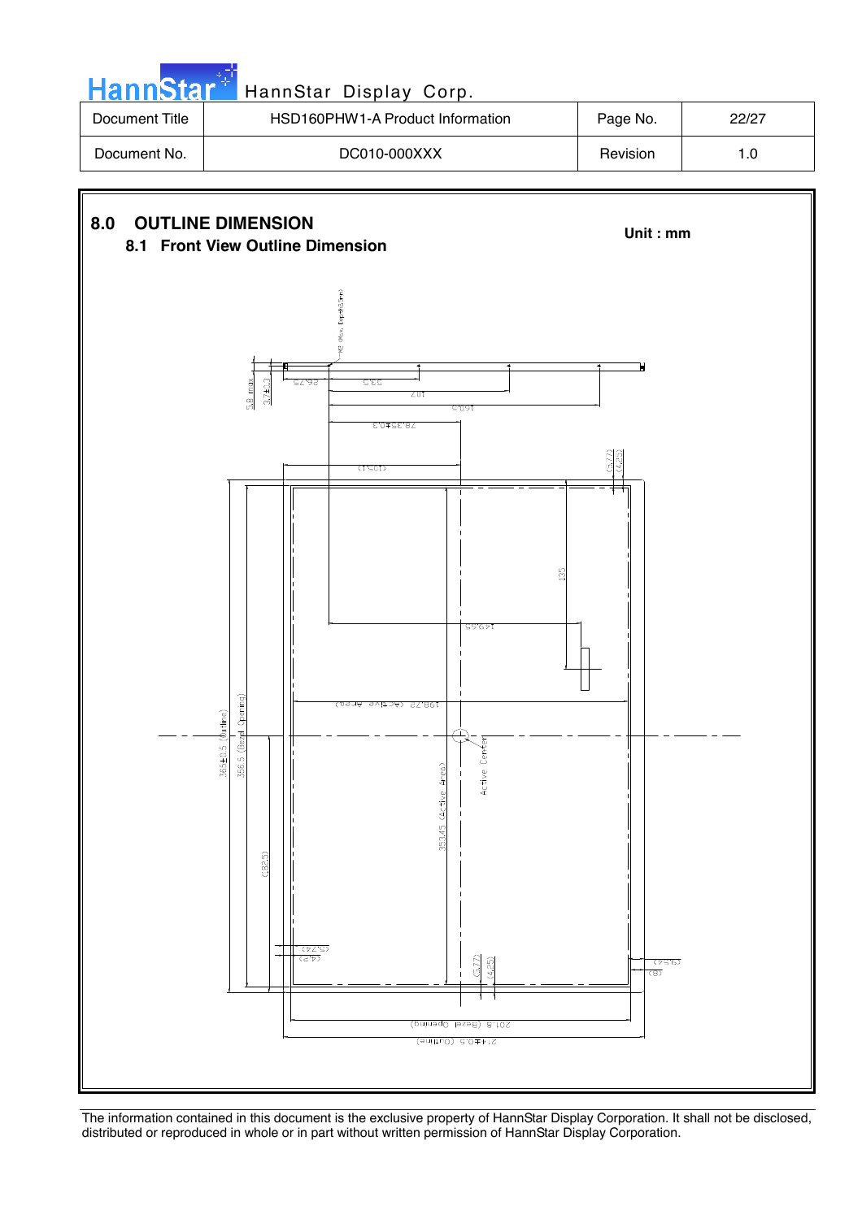# 8.0 OUTLINE DIMENSION

## 8.1 Front View Outline Dimension

**Unit : mm**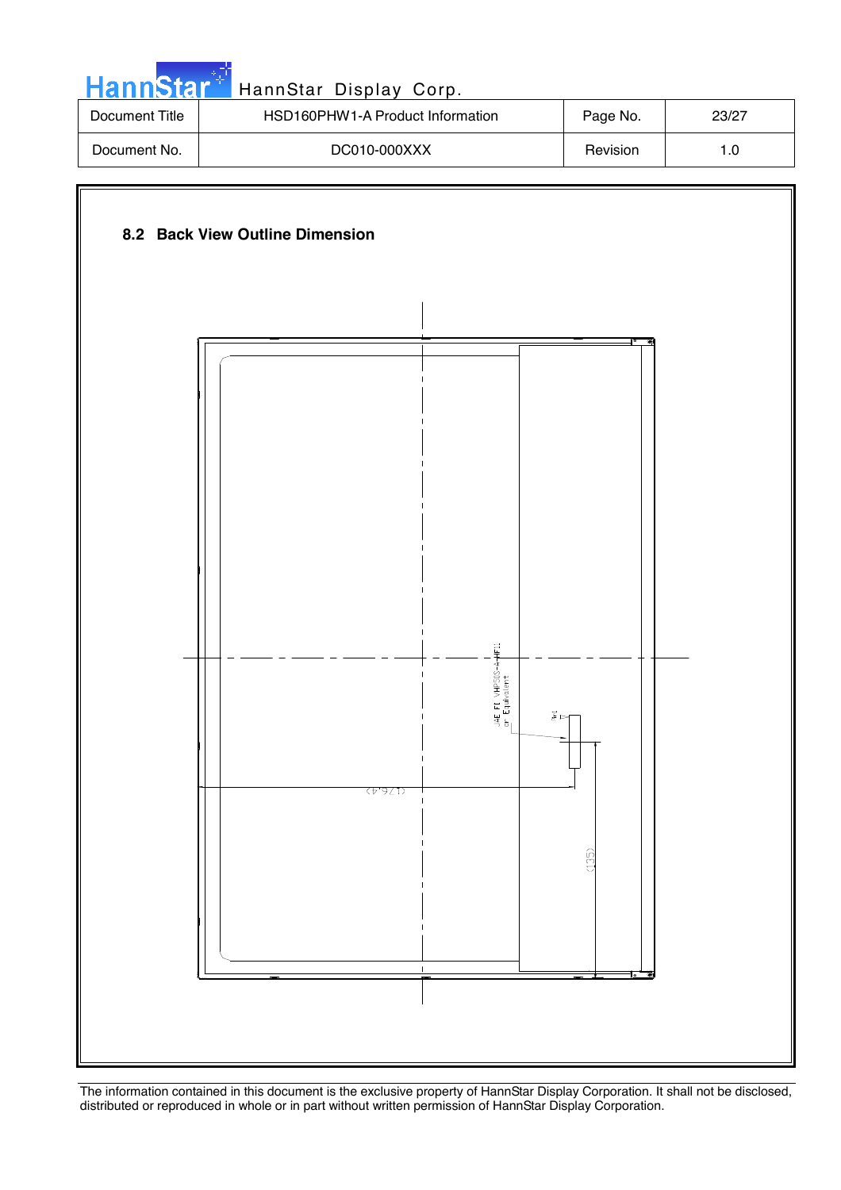## 8.2 Back View Outline Dimension

JAE FI VHP50S-A-HF1 or Equivalent

(126.4)

(135)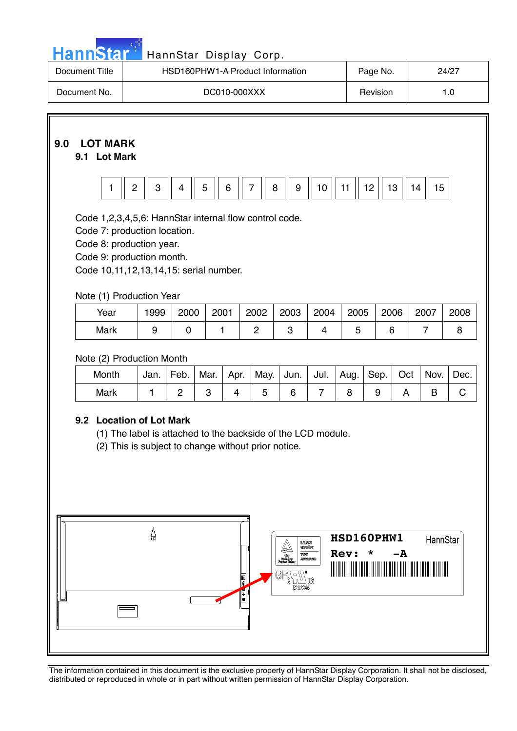## 9.0 LOT MARK

### 9.1 Lot Mark

| 1 | 2 | 3 | 4 | 5 | 6 | 7 | 8 | 9 | 10 | 11 | 12 | 13 | 14 | 15 |
|---|---|---|---|---|---|---|---|---|---|---|---|---|---|---|

Code 1,2,3,4,5,6: HannStar internal flow control code.
Code 7: production location.
Code 8: production year.
Code 9: production month.
Code 10,11,12,13,14,15: serial number.

Note (1) Production Year

| Year | 1999 | 2000 | 2001 | 2002 | 2003 | 2004 | 2005 | 2006 | 2007 | 2008 |
|---|---|---|---|---|---|---|---|---|---|---|
| Mark | 9 | 0 | 1 | 2 | 3 | 4 | 5 | 6 | 7 | 8 |

Note (2) Production Month

| Month | Jan. | Feb. | Mar. | Apr. | May. | Jun. | Jul. | Aug. | Sep. | Oct | Nov. | Dec. |
|---|---|---|---|---|---|---|---|---|---|---|---|---|
| Mark | 1 | 2 | 3 | 4 | 5 | 6 | 7 | 8 | 9 | A | B | C |

### 9.2 Location of Lot Mark

(1) The label is attached to the backside of the LCD module.
(2) This is subject to change without prior notice.

HSD160PHW1 HannStar
Rev: * -A

E212246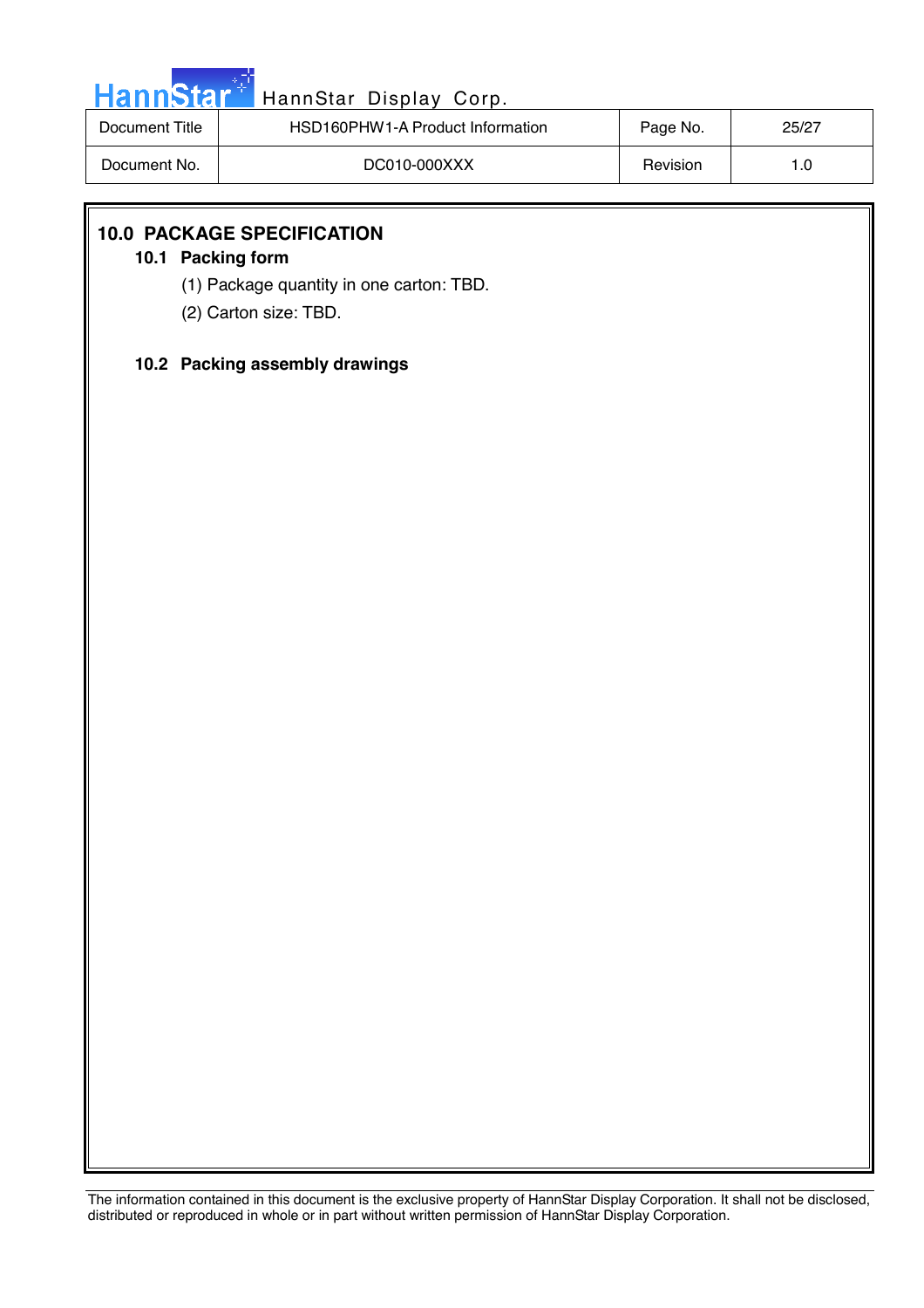## 10.0 PACKAGE SPECIFICATION

### 10.1 Packing form

(1) Package quantity in one carton: TBD.

(2) Carton size: TBD.

### 10.2 Packing assembly drawings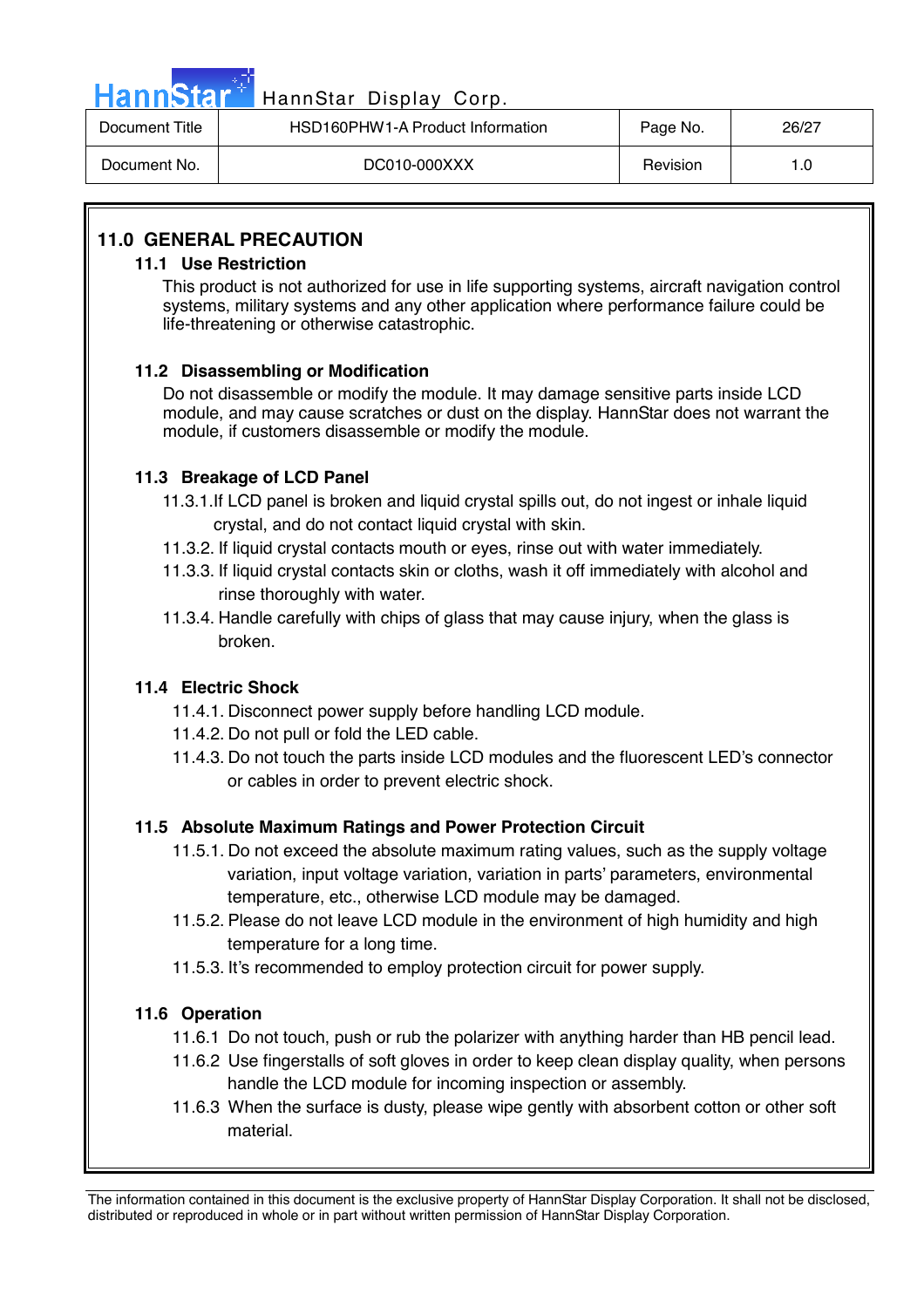## 11.0 GENERAL PRECAUTION

### 11.1 Use Restriction

This product is not authorized for use in life supporting systems, aircraft navigation control systems, military systems and any other application where performance failure could be life-threatening or otherwise catastrophic.

### 11.2 Disassembling or Modification

Do not disassemble or modify the module. It may damage sensitive parts inside LCD module, and may cause scratches or dust on the display. HannStar does not warrant the module, if customers disassemble or modify the module.

### 11.3 Breakage of LCD Panel

11.3.1.If LCD panel is broken and liquid crystal spills out, do not ingest or inhale liquid crystal, and do not contact liquid crystal with skin.

11.3.2. If liquid crystal contacts mouth or eyes, rinse out with water immediately.

11.3.3. If liquid crystal contacts skin or cloths, wash it off immediately with alcohol and rinse thoroughly with water.

11.3.4. Handle carefully with chips of glass that may cause injury, when the glass is broken.

### 11.4 Electric Shock

11.4.1. Disconnect power supply before handling LCD module.

11.4.2. Do not pull or fold the LED cable.

11.4.3. Do not touch the parts inside LCD modules and the fluorescent LED's connector or cables in order to prevent electric shock.

### 11.5 Absolute Maximum Ratings and Power Protection Circuit

11.5.1. Do not exceed the absolute maximum rating values, such as the supply voltage variation, input voltage variation, variation in parts' parameters, environmental temperature, etc., otherwise LCD module may be damaged.

11.5.2. Please do not leave LCD module in the environment of high humidity and high temperature for a long time.

11.5.3. It's recommended to employ protection circuit for power supply.

### 11.6 Operation

11.6.1 Do not touch, push or rub the polarizer with anything harder than HB pencil lead.

11.6.2 Use fingerstalls of soft gloves in order to keep clean display quality, when persons handle the LCD module for incoming inspection or assembly.

11.6.3 When the surface is dusty, please wipe gently with absorbent cotton or other soft material.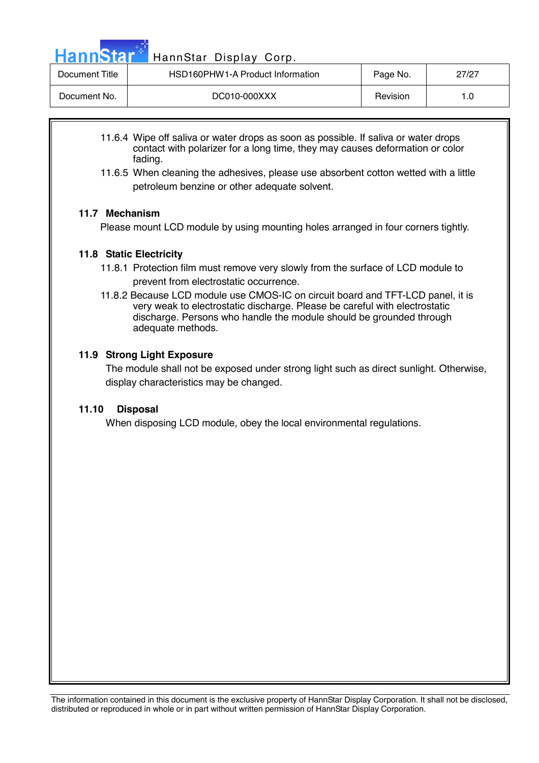11.6.4 Wipe off saliva or water drops as soon as possible. If saliva or water drops contact with polarizer for a long time, they may causes deformation or color fading.

11.6.5 When cleaning the adhesives, please use absorbent cotton wetted with a little petroleum benzine or other adequate solvent.

### 11.7 Mechanism

Please mount LCD module by using mounting holes arranged in four corners tightly.

### 11.8 Static Electricity

11.8.1 Protection film must remove very slowly from the surface of LCD module to prevent from electrostatic occurrence.

11.8.2 Because LCD module use CMOS-IC on circuit board and TFT-LCD panel, it is very weak to electrostatic discharge. Please be careful with electrostatic discharge. Persons who handle the module should be grounded through adequate methods.

### 11.9 Strong Light Exposure

The module shall not be exposed under strong light such as direct sunlight. Otherwise, display characteristics may be changed.

### 11.10 Disposal

When disposing LCD module, obey the local environmental regulations.